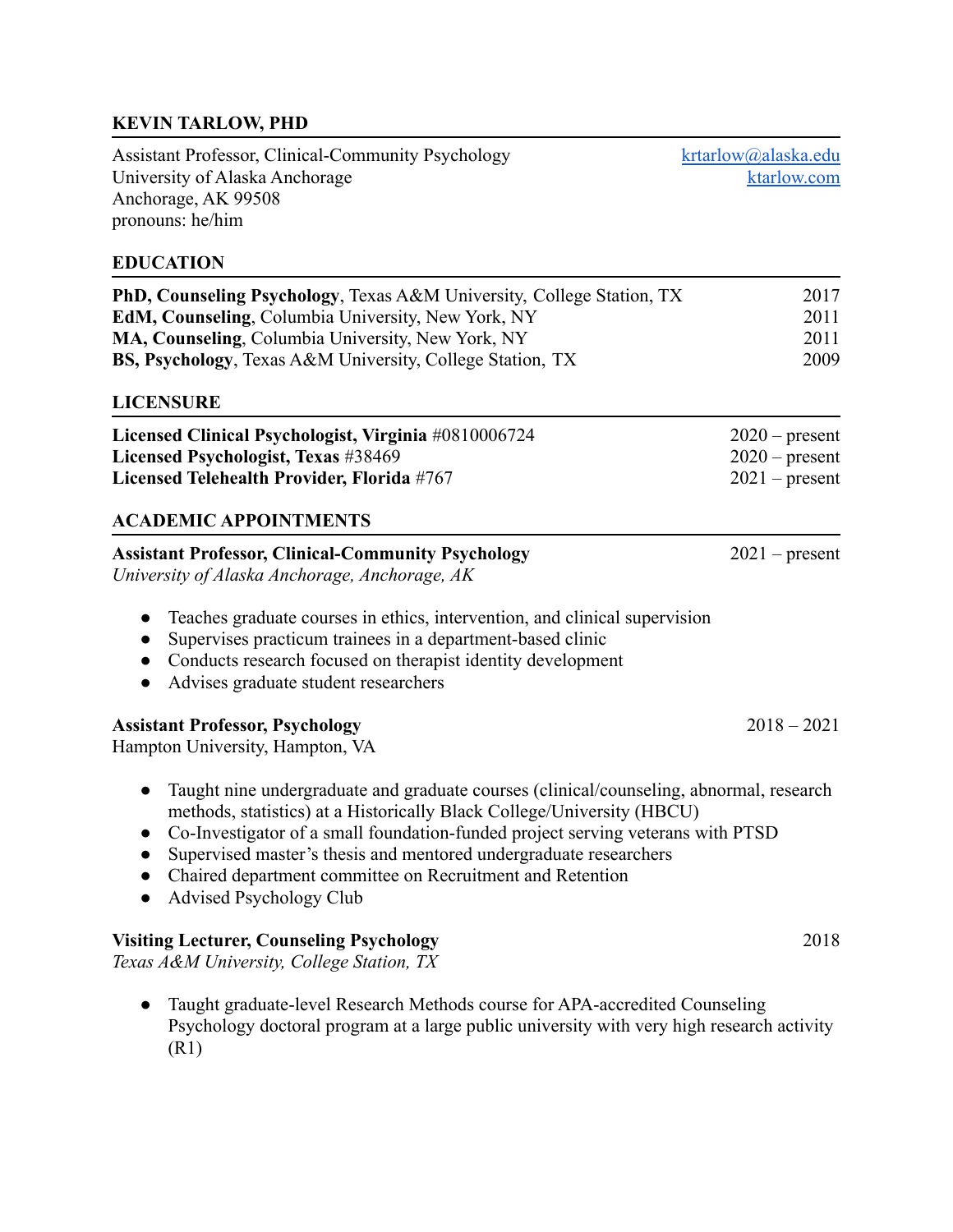# KEVIN TARLOW, PHD

Assistant Professor, Clinical-Community Psychology
University of Alaska Anchorage
Anchorage, AK 99508
pronouns: he/him

krtarlow@alaska.edu
ktarlow.com

## EDUCATION

**PhD, Counseling Psychology**, Texas A&M University, College Station, TX — 2017
**EdM, Counseling**, Columbia University, New York, NY — 2011
**MA, Counseling**, Columbia University, New York, NY — 2011
**BS, Psychology**, Texas A&M University, College Station, TX — 2009

## LICENSURE

**Licensed Clinical Psychologist, Virginia** #0810006724 — 2020 – present
**Licensed Psychologist, Texas** #38469 — 2020 – present
**Licensed Telehealth Provider, Florida** #767 — 2021 – present

## ACADEMIC APPOINTMENTS

**Assistant Professor, Clinical-Community Psychology** — 2021 – present
*University of Alaska Anchorage, Anchorage, AK*

- Teaches graduate courses in ethics, intervention, and clinical supervision
- Supervises practicum trainees in a department-based clinic
- Conducts research focused on therapist identity development
- Advises graduate student researchers

**Assistant Professor, Psychology** — 2018 – 2021
Hampton University, Hampton, VA

- Taught nine undergraduate and graduate courses (clinical/counseling, abnormal, research methods, statistics) at a Historically Black College/University (HBCU)
- Co-Investigator of a small foundation-funded project serving veterans with PTSD
- Supervised master's thesis and mentored undergraduate researchers
- Chaired department committee on Recruitment and Retention
- Advised Psychology Club

**Visiting Lecturer, Counseling Psychology** — 2018
*Texas A&M University, College Station, TX*

- Taught graduate-level Research Methods course for APA-accredited Counseling Psychology doctoral program at a large public university with very high research activity (R1)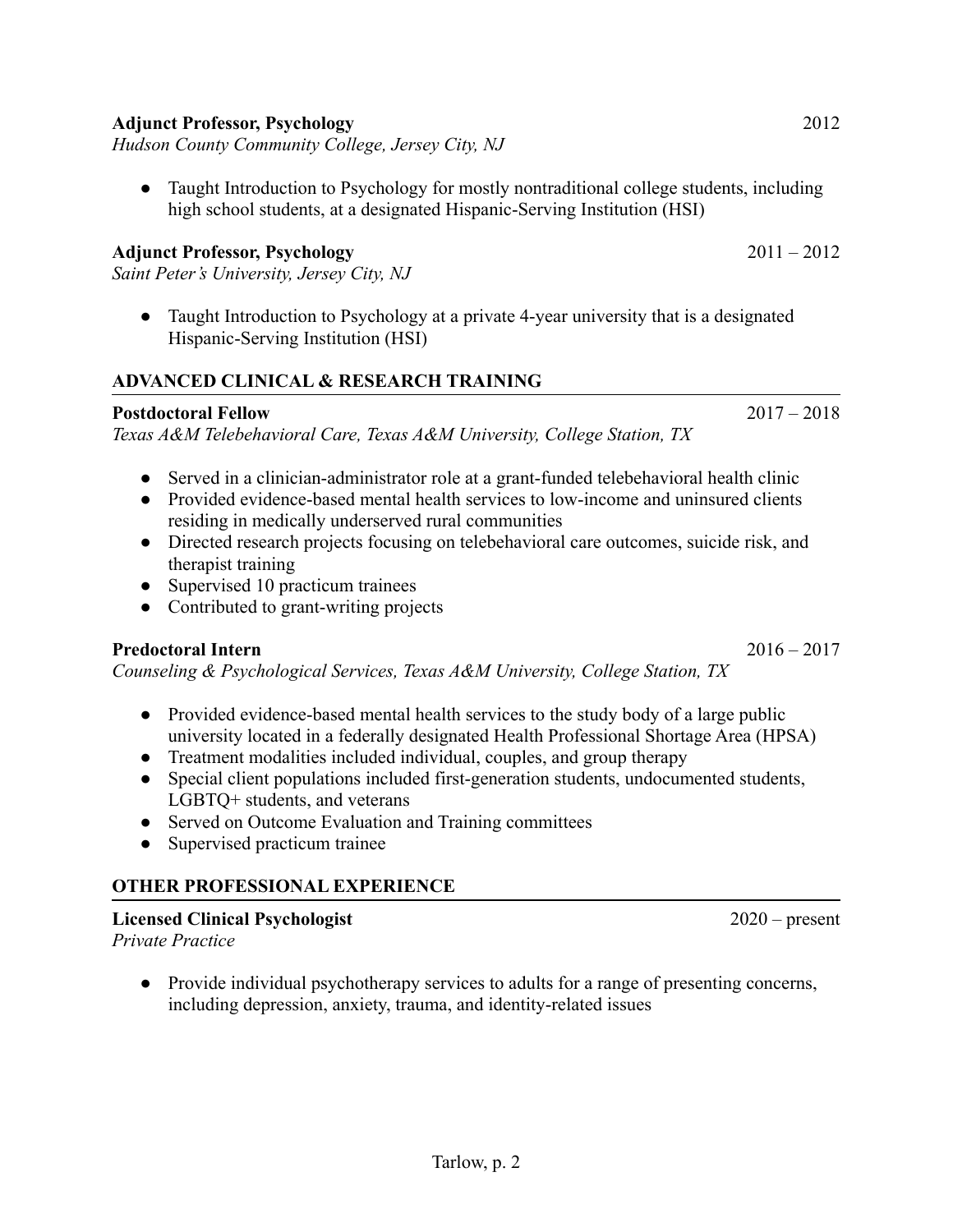**Adjunct Professor, Psychology** 2012

*Hudson County Community College, Jersey City, NJ*

- Taught Introduction to Psychology for mostly nontraditional college students, including high school students, at a designated Hispanic-Serving Institution (HSI)

**Adjunct Professor, Psychology** 2011 – 2012

*Saint Peter's University, Jersey City, NJ*

- Taught Introduction to Psychology at a private 4-year university that is a designated Hispanic-Serving Institution (HSI)

## ADVANCED CLINICAL & RESEARCH TRAINING

**Postdoctoral Fellow** 2017 – 2018

*Texas A&M Telebehavioral Care, Texas A&M University, College Station, TX*

- Served in a clinician-administrator role at a grant-funded telebehavioral health clinic
- Provided evidence-based mental health services to low-income and uninsured clients residing in medically underserved rural communities
- Directed research projects focusing on telebehavioral care outcomes, suicide risk, and therapist training
- Supervised 10 practicum trainees
- Contributed to grant-writing projects

**Predoctoral Intern** 2016 – 2017

*Counseling & Psychological Services, Texas A&M University, College Station, TX*

- Provided evidence-based mental health services to the study body of a large public university located in a federally designated Health Professional Shortage Area (HPSA)
- Treatment modalities included individual, couples, and group therapy
- Special client populations included first-generation students, undocumented students, LGBTQ+ students, and veterans
- Served on Outcome Evaluation and Training committees
- Supervised practicum trainee

## OTHER PROFESSIONAL EXPERIENCE

**Licensed Clinical Psychologist** 2020 – present

*Private Practice*

- Provide individual psychotherapy services to adults for a range of presenting concerns, including depression, anxiety, trauma, and identity-related issues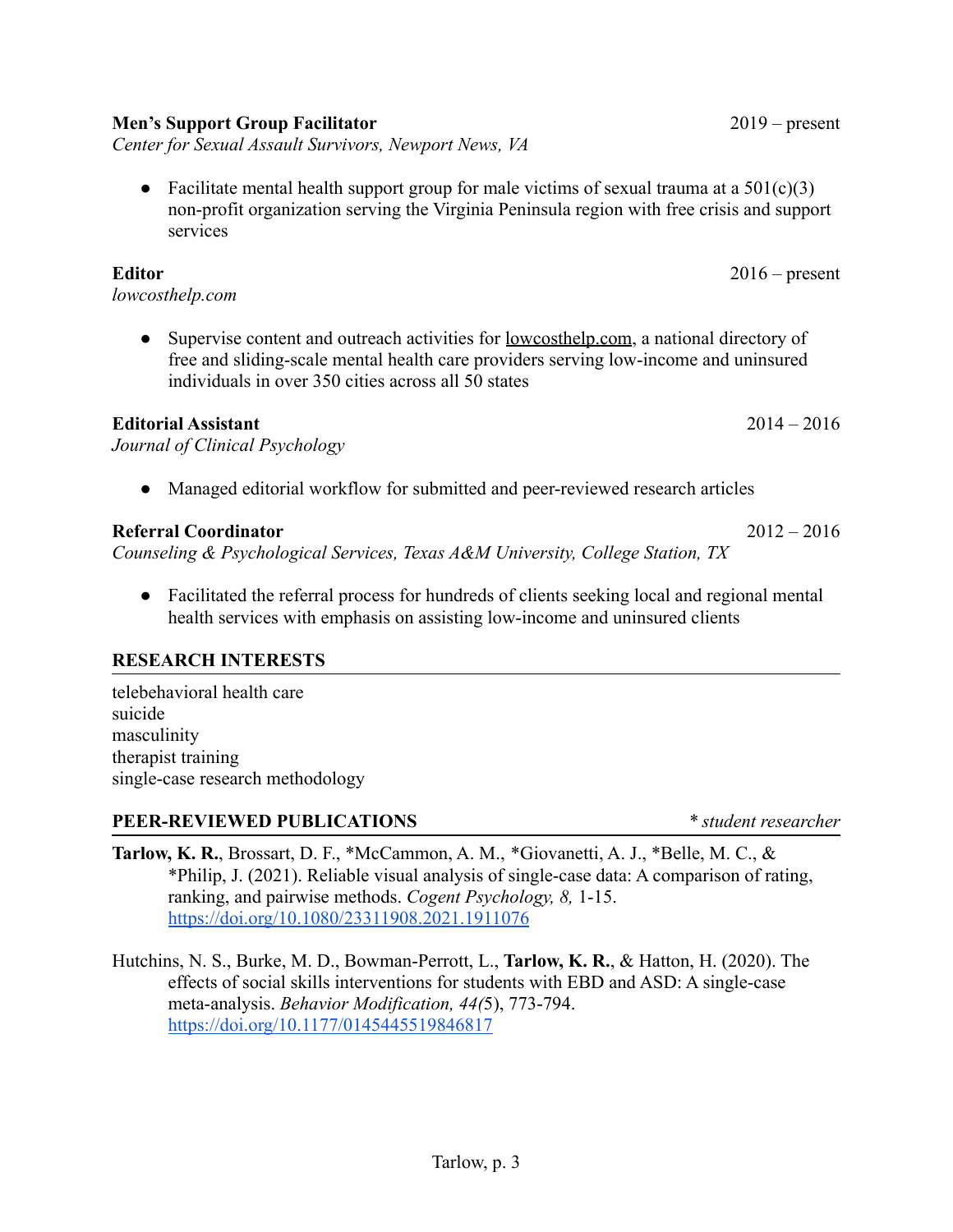**Men's Support Group Facilitator** 2019 – present
*Center for Sexual Assault Survivors, Newport News, VA*

- Facilitate mental health support group for male victims of sexual trauma at a 501(c)(3) non-profit organization serving the Virginia Peninsula region with free crisis and support services

**Editor** 2016 – present
*lowcosthelp.com*

- Supervise content and outreach activities for lowcosthelp.com, a national directory of free and sliding-scale mental health care providers serving low-income and uninsured individuals in over 350 cities across all 50 states

**Editorial Assistant** 2014 – 2016
*Journal of Clinical Psychology*

- Managed editorial workflow for submitted and peer-reviewed research articles

**Referral Coordinator** 2012 – 2016
*Counseling & Psychological Services, Texas A&M University, College Station, TX*

- Facilitated the referral process for hundreds of clients seeking local and regional mental health services with emphasis on assisting low-income and uninsured clients

## RESEARCH INTERESTS

telebehavioral health care
suicide
masculinity
therapist training
single-case research methodology

## PEER-REVIEWED PUBLICATIONS

*\* student researcher*

**Tarlow, K. R.**, Brossart, D. F., *McCammon, A. M., *Giovanetti, A. J., *Belle, M. C., & *Philip, J. (2021). Reliable visual analysis of single-case data: A comparison of rating, ranking, and pairwise methods. *Cogent Psychology, 8,* 1-15. https://doi.org/10.1080/23311908.2021.1911076

Hutchins, N. S., Burke, M. D., Bowman-Perrott, L., **Tarlow, K. R.**, & Hatton, H. (2020). The effects of social skills interventions for students with EBD and ASD: A single-case meta-analysis. *Behavior Modification, 44(*5), 773-794. https://doi.org/10.1177/0145445519846817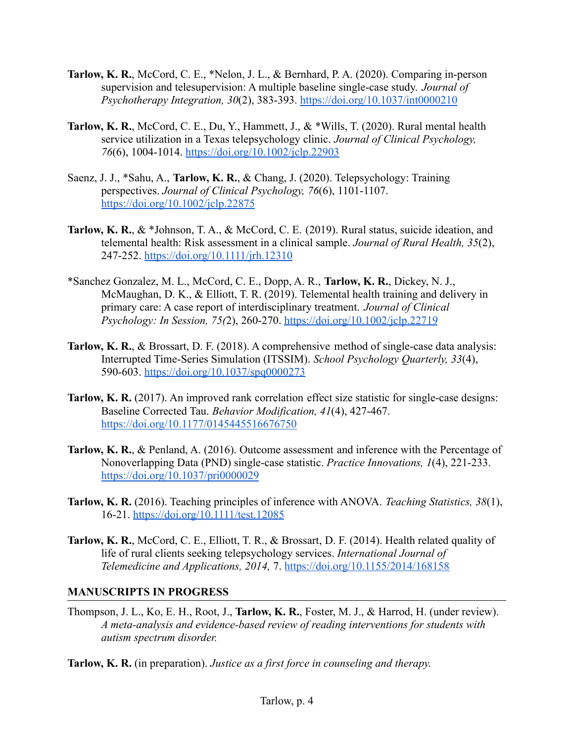**Tarlow, K. R.**, McCord, C. E., *Nelon, J. L., & Bernhard, P. A. (2020). Comparing in-person supervision and telesupervision: A multiple baseline single-case study. *Journal of Psychotherapy Integration, 30*(2), 383-393. https://doi.org/10.1037/int0000210

**Tarlow, K. R.**, McCord, C. E., Du, Y., Hammett, J., & *Wills, T. (2020). Rural mental health service utilization in a Texas telepsychology clinic. *Journal of Clinical Psychology, 76*(6), 1004-1014. https://doi.org/10.1002/jclp.22903

Saenz, J. J., *Sahu, A., **Tarlow, K. R.**, & Chang, J. (2020). Telepsychology: Training perspectives. *Journal of Clinical Psychology, 76*(6), 1101-1107. https://doi.org/10.1002/jclp.22875

**Tarlow, K. R.**, & *Johnson, T. A., & McCord, C. E. (2019). Rural status, suicide ideation, and telemental health: Risk assessment in a clinical sample. *Journal of Rural Health, 35*(2), 247-252. https://doi.org/10.1111/jrh.12310

*Sanchez Gonzalez, M. L., McCord, C. E., Dopp, A. R., **Tarlow, K. R.**, Dickey, N. J., McMaughan, D. K., & Elliott, T. R. (2019). Telemental health training and delivery in primary care: A case report of interdisciplinary treatment. *Journal of Clinical Psychology: In Session, 75(*2), 260-270. https://doi.org/10.1002/jclp.22719

**Tarlow, K. R.**, & Brossart, D. F. (2018). A comprehensive method of single-case data analysis: Interrupted Time-Series Simulation (ITSSIM). *School Psychology Quarterly, 33*(4), 590-603. https://doi.org/10.1037/spq0000273

**Tarlow, K. R.** (2017). An improved rank correlation effect size statistic for single-case designs: Baseline Corrected Tau. *Behavior Modification, 41*(4), 427-467. https://doi.org/10.1177/0145445516676750

**Tarlow, K. R.**, & Penland, A. (2016). Outcome assessment and inference with the Percentage of Nonoverlapping Data (PND) single-case statistic. *Practice Innovations, 1*(4), 221-233. https://doi.org/10.1037/pri0000029

**Tarlow, K. R.** (2016). Teaching principles of inference with ANOVA. *Teaching Statistics, 38*(1), 16-21. https://doi.org/10.1111/test.12085

**Tarlow, K. R.**, McCord, C. E., Elliott, T. R., & Brossart, D. F. (2014). Health related quality of life of rural clients seeking telepsychology services. *International Journal of Telemedicine and Applications, 2014,* 7. https://doi.org/10.1155/2014/168158

## MANUSCRIPTS IN PROGRESS

Thompson, J. L., Ko, E. H., Root, J., **Tarlow, K. R.**, Foster, M. J., & Harrod, H. (under review). *A meta-analysis and evidence-based review of reading interventions for students with autism spectrum disorder.*

**Tarlow, K. R.** (in preparation). *Justice as a first force in counseling and therapy.*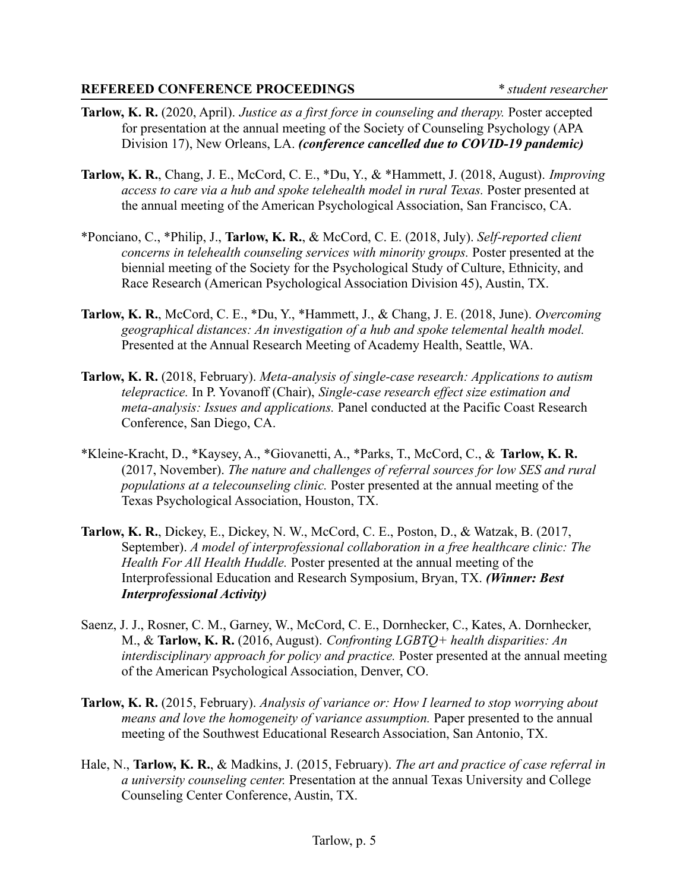**REFEREED CONFERENCE PROCEEDINGS** *\* student researcher*

**Tarlow, K. R.** (2020, April). *Justice as a first force in counseling and therapy.* Poster accepted for presentation at the annual meeting of the Society of Counseling Psychology (APA Division 17), New Orleans, LA. ***(conference cancelled due to COVID-19 pandemic)***

**Tarlow, K. R.**, Chang, J. E., McCord, C. E., *Du, Y., & *Hammett, J. (2018, August). *Improving access to care via a hub and spoke telehealth model in rural Texas.* Poster presented at the annual meeting of the American Psychological Association, San Francisco, CA.

*Ponciano, C., *Philip, J., **Tarlow, K. R.**, & McCord, C. E. (2018, July). *Self-reported client concerns in telehealth counseling services with minority groups.* Poster presented at the biennial meeting of the Society for the Psychological Study of Culture, Ethnicity, and Race Research (American Psychological Association Division 45), Austin, TX.

**Tarlow, K. R.**, McCord, C. E., *Du, Y., *Hammett, J., & Chang, J. E. (2018, June). *Overcoming geographical distances: An investigation of a hub and spoke telemental health model.* Presented at the Annual Research Meeting of Academy Health, Seattle, WA.

**Tarlow, K. R.** (2018, February). *Meta-analysis of single-case research: Applications to autism telepractice.* In P. Yovanoff (Chair), *Single-case research effect size estimation and meta-analysis: Issues and applications.* Panel conducted at the Pacific Coast Research Conference, San Diego, CA.

*Kleine-Kracht, D., *Kaysey, A., *Giovanetti, A., *Parks, T., McCord, C., & **Tarlow, K. R.** (2017, November). *The nature and challenges of referral sources for low SES and rural populations at a telecounseling clinic.* Poster presented at the annual meeting of the Texas Psychological Association, Houston, TX.

**Tarlow, K. R.**, Dickey, E., Dickey, N. W., McCord, C. E., Poston, D., & Watzak, B. (2017, September). *A model of interprofessional collaboration in a free healthcare clinic: The Health For All Health Huddle.* Poster presented at the annual meeting of the Interprofessional Education and Research Symposium, Bryan, TX. ***(Winner: Best Interprofessional Activity)***

Saenz, J. J., Rosner, C. M., Garney, W., McCord, C. E., Dornhecker, C., Kates, A. Dornhecker, M., & **Tarlow, K. R.** (2016, August). *Confronting LGBTQ+ health disparities: An interdisciplinary approach for policy and practice.* Poster presented at the annual meeting of the American Psychological Association, Denver, CO.

**Tarlow, K. R.** (2015, February). *Analysis of variance or: How I learned to stop worrying about means and love the homogeneity of variance assumption.* Paper presented to the annual meeting of the Southwest Educational Research Association, San Antonio, TX.

Hale, N., **Tarlow, K. R.**, & Madkins, J. (2015, February). *The art and practice of case referral in a university counseling center.* Presentation at the annual Texas University and College Counseling Center Conference, Austin, TX.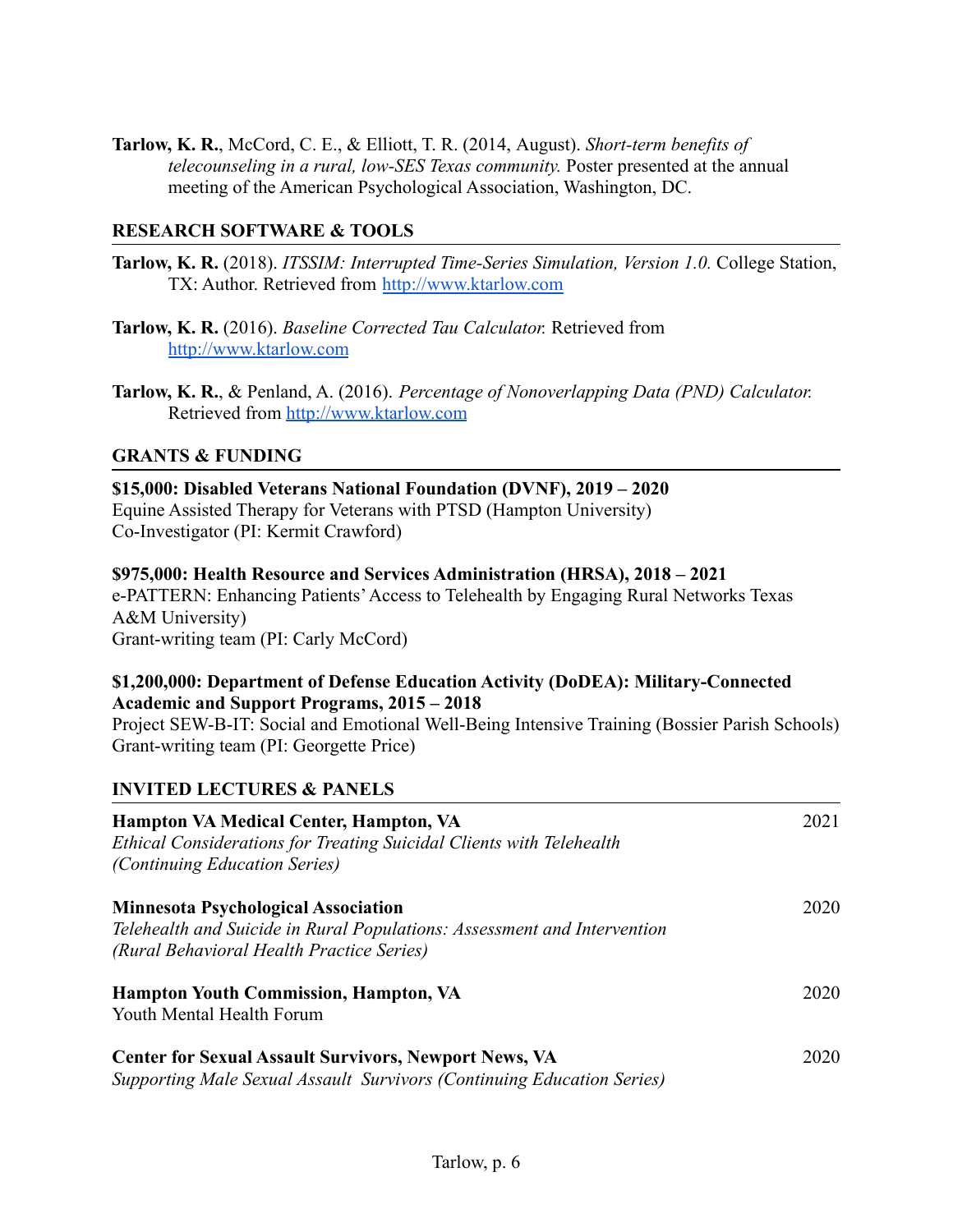**Tarlow, K. R.**, McCord, C. E., & Elliott, T. R. (2014, August). *Short-term benefits of telecounseling in a rural, low-SES Texas community.* Poster presented at the annual meeting of the American Psychological Association, Washington, DC.

## RESEARCH SOFTWARE & TOOLS

**Tarlow, K. R.** (2018). *ITSSIM: Interrupted Time-Series Simulation, Version 1.0.* College Station, TX: Author. Retrieved from http://www.ktarlow.com

**Tarlow, K. R.** (2016). *Baseline Corrected Tau Calculator.* Retrieved from http://www.ktarlow.com

**Tarlow, K. R.**, & Penland, A. (2016). *Percentage of Nonoverlapping Data (PND) Calculator.* Retrieved from http://www.ktarlow.com

## GRANTS & FUNDING

**$15,000: Disabled Veterans National Foundation (DVNF), 2019 – 2020**
Equine Assisted Therapy for Veterans with PTSD (Hampton University)
Co-Investigator (PI: Kermit Crawford)

**$975,000: Health Resource and Services Administration (HRSA), 2018 – 2021**
e-PATTERN: Enhancing Patients' Access to Telehealth by Engaging Rural Networks Texas A&M University)
Grant-writing team (PI: Carly McCord)

**$1,200,000: Department of Defense Education Activity (DoDEA): Military-Connected Academic and Support Programs, 2015 – 2018**
Project SEW-B-IT: Social and Emotional Well-Being Intensive Training (Bossier Parish Schools)
Grant-writing team (PI: Georgette Price)

## INVITED LECTURES & PANELS

**Hampton VA Medical Center, Hampton, VA** — 2021
*Ethical Considerations for Treating Suicidal Clients with Telehealth (Continuing Education Series)*

**Minnesota Psychological Association** — 2020
*Telehealth and Suicide in Rural Populations: Assessment and Intervention (Rural Behavioral Health Practice Series)*

**Hampton Youth Commission, Hampton, VA** — 2020
Youth Mental Health Forum

**Center for Sexual Assault Survivors, Newport News, VA** — 2020
*Supporting Male Sexual Assault Survivors (Continuing Education Series)*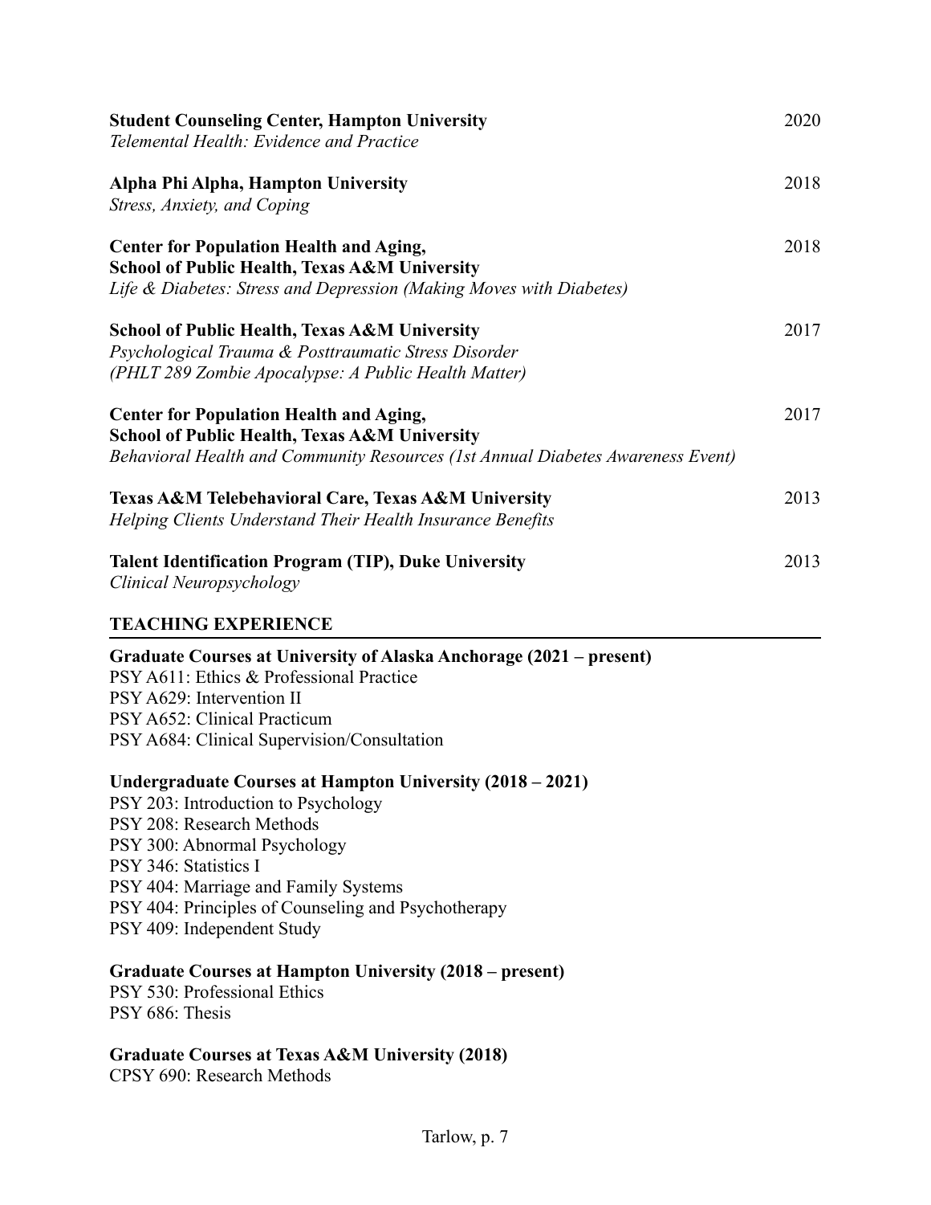**Student Counseling Center, Hampton University** 2020
*Telemental Health: Evidence and Practice*

**Alpha Phi Alpha, Hampton University** 2018
*Stress, Anxiety, and Coping*

**Center for Population Health and Aging,**
**School of Public Health, Texas A&M University** 2018
*Life & Diabetes: Stress and Depression (Making Moves with Diabetes)*

**School of Public Health, Texas A&M University** 2017
*Psychological Trauma & Posttraumatic Stress Disorder*
*(PHLT 289 Zombie Apocalypse: A Public Health Matter)*

**Center for Population Health and Aging,**
**School of Public Health, Texas A&M University** 2017
*Behavioral Health and Community Resources (1st Annual Diabetes Awareness Event)*

**Texas A&M Telebehavioral Care, Texas A&M University** 2013
*Helping Clients Understand Their Health Insurance Benefits*

**Talent Identification Program (TIP), Duke University** 2013
*Clinical Neuropsychology*

## TEACHING EXPERIENCE

**Graduate Courses at University of Alaska Anchorage (2021 – present)**
PSY A611: Ethics & Professional Practice
PSY A629: Intervention II
PSY A652: Clinical Practicum
PSY A684: Clinical Supervision/Consultation

**Undergraduate Courses at Hampton University (2018 – 2021)**
PSY 203: Introduction to Psychology
PSY 208: Research Methods
PSY 300: Abnormal Psychology
PSY 346: Statistics I
PSY 404: Marriage and Family Systems
PSY 404: Principles of Counseling and Psychotherapy
PSY 409: Independent Study

**Graduate Courses at Hampton University (2018 – present)**
PSY 530: Professional Ethics
PSY 686: Thesis

**Graduate Courses at Texas A&M University (2018)**
CPSY 690: Research Methods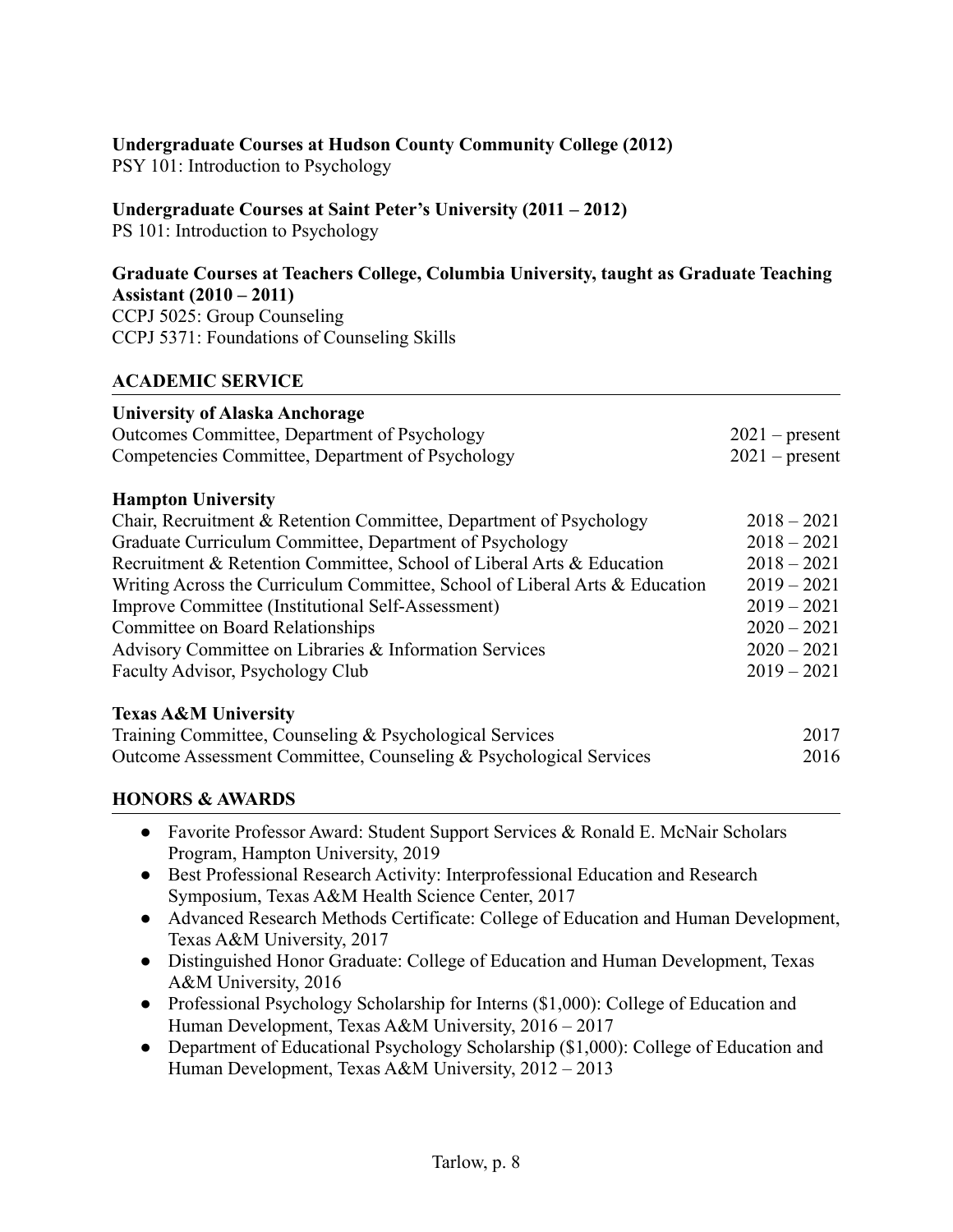**Undergraduate Courses at Hudson County Community College (2012)**
PSY 101: Introduction to Psychology

**Undergraduate Courses at Saint Peter's University (2011 – 2012)**
PS 101: Introduction to Psychology

**Graduate Courses at Teachers College, Columbia University, taught as Graduate Teaching Assistant (2010 – 2011)**
CCPJ 5025: Group Counseling
CCPJ 5371: Foundations of Counseling Skills

## ACADEMIC SERVICE

**University of Alaska Anchorage**

| | |
|---|---|
| Outcomes Committee, Department of Psychology | 2021 – present |
| Competencies Committee, Department of Psychology | 2021 – present |

**Hampton University**

| | |
|---|---|
| Chair, Recruitment & Retention Committee, Department of Psychology | 2018 – 2021 |
| Graduate Curriculum Committee, Department of Psychology | 2018 – 2021 |
| Recruitment & Retention Committee, School of Liberal Arts & Education | 2018 – 2021 |
| Writing Across the Curriculum Committee, School of Liberal Arts & Education | 2019 – 2021 |
| Improve Committee (Institutional Self-Assessment) | 2019 – 2021 |
| Committee on Board Relationships | 2020 – 2021 |
| Advisory Committee on Libraries & Information Services | 2020 – 2021 |
| Faculty Advisor, Psychology Club | 2019 – 2021 |

**Texas A&M University**

| | |
|---|---|
| Training Committee, Counseling & Psychological Services | 2017 |
| Outcome Assessment Committee, Counseling & Psychological Services | 2016 |

## HONORS & AWARDS

- Favorite Professor Award: Student Support Services & Ronald E. McNair Scholars Program, Hampton University, 2019
- Best Professional Research Activity: Interprofessional Education and Research Symposium, Texas A&M Health Science Center, 2017
- Advanced Research Methods Certificate: College of Education and Human Development, Texas A&M University, 2017
- Distinguished Honor Graduate: College of Education and Human Development, Texas A&M University, 2016
- Professional Psychology Scholarship for Interns ($1,000): College of Education and Human Development, Texas A&M University, 2016 – 2017
- Department of Educational Psychology Scholarship ($1,000): College of Education and Human Development, Texas A&M University, 2012 – 2013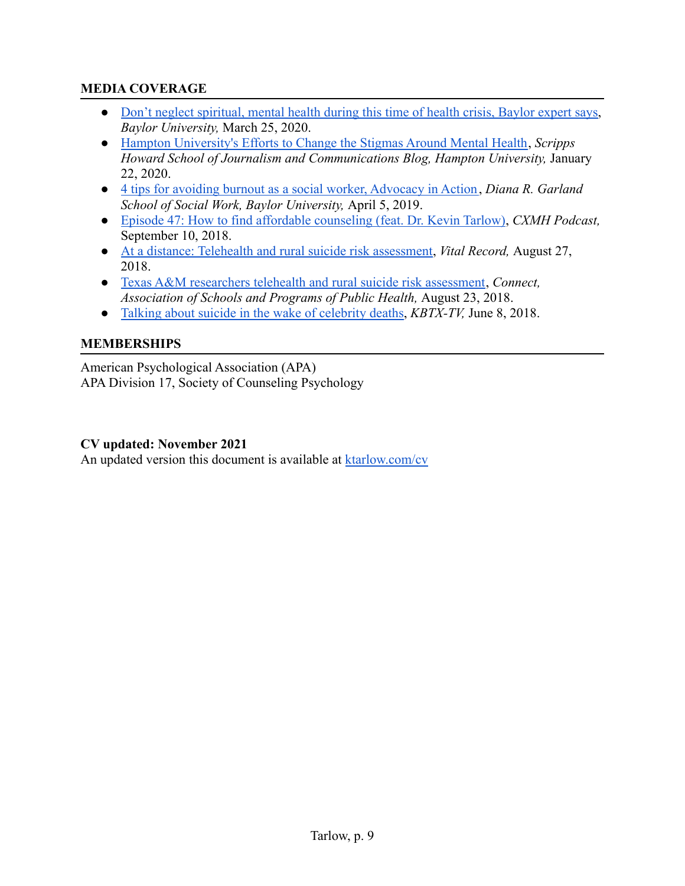## MEDIA COVERAGE

- Don't neglect spiritual, mental health during this time of health crisis, Baylor expert says, *Baylor University,* March 25, 2020.
- Hampton University's Efforts to Change the Stigmas Around Mental Health, *Scripps Howard School of Journalism and Communications Blog, Hampton University,* January 22, 2020.
- 4 tips for avoiding burnout as a social worker, Advocacy in Action, *Diana R. Garland School of Social Work, Baylor University,* April 5, 2019.
- Episode 47: How to find affordable counseling (feat. Dr. Kevin Tarlow), *CXMH Podcast,* September 10, 2018.
- At a distance: Telehealth and rural suicide risk assessment, *Vital Record,* August 27, 2018.
- Texas A&M researchers telehealth and rural suicide risk assessment, *Connect, Association of Schools and Programs of Public Health,* August 23, 2018.
- Talking about suicide in the wake of celebrity deaths, *KBTX-TV,* June 8, 2018.

## MEMBERSHIPS

American Psychological Association (APA)
APA Division 17, Society of Counseling Psychology

**CV updated: November 2021**
An updated version this document is available at ktarlow.com/cv